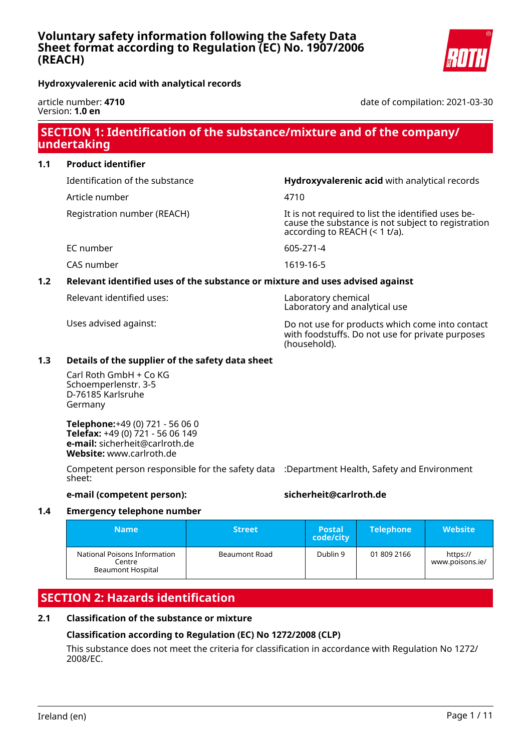# Voluntary safety information following the Safety Data Sheet format according to Regulation (EC) No. 1907/2006 (REACH)

**Hydroxyvalerenic acid with analytical records**

article number: **4710**
Version: **1.0 en**

date of compilation: 2021-03-30

## SECTION 1: Identification of the substance/mixture and of the company/undertaking

### 1.1 Product identifier

| | |
|---|---|
| Identification of the substance | **Hydroxyvalerenic acid** with analytical records |
| Article number | 4710 |
| Registration number (REACH) | It is not required to list the identified uses because the substance is not subject to registration according to REACH (< 1 t/a). |
| EC number | 605-271-4 |
| CAS number | 1619-16-5 |

### 1.2 Relevant identified uses of the substance or mixture and uses advised against

| | |
|---|---|
| Relevant identified uses: | Laboratory chemical<br>Laboratory and analytical use |
| Uses advised against: | Do not use for products which come into contact with foodstuffs. Do not use for private purposes (household). |

### 1.3 Details of the supplier of the safety data sheet

Carl Roth GmbH + Co KG
Schoemperlenstr. 3-5
D-76185 Karlsruhe
Germany

**Telephone:**+49 (0) 721 - 56 06 0
**Telefax:** +49 (0) 721 - 56 06 149
**e-mail:** sicherheit@carlroth.de
**Website:** www.carlroth.de

| | |
|---|---|
| Competent person responsible for the safety data sheet: | :Department Health, Safety and Environment |
| **e-mail (competent person):** | **sicherheit@carlroth.de** |

### 1.4 Emergency telephone number

| Name | Street | Postal code/city | Telephone | Website |
|---|---|---|---|---|
| National Poisons Information Centre<br>Beaumont Hospital | Beaumont Road | Dublin 9 | 01 809 2166 | https://www.poisons.ie/ |

## SECTION 2: Hazards identification

### 2.1 Classification of the substance or mixture

**Classification according to Regulation (EC) No 1272/2008 (CLP)**

This substance does not meet the criteria for classification in accordance with Regulation No 1272/2008/EC.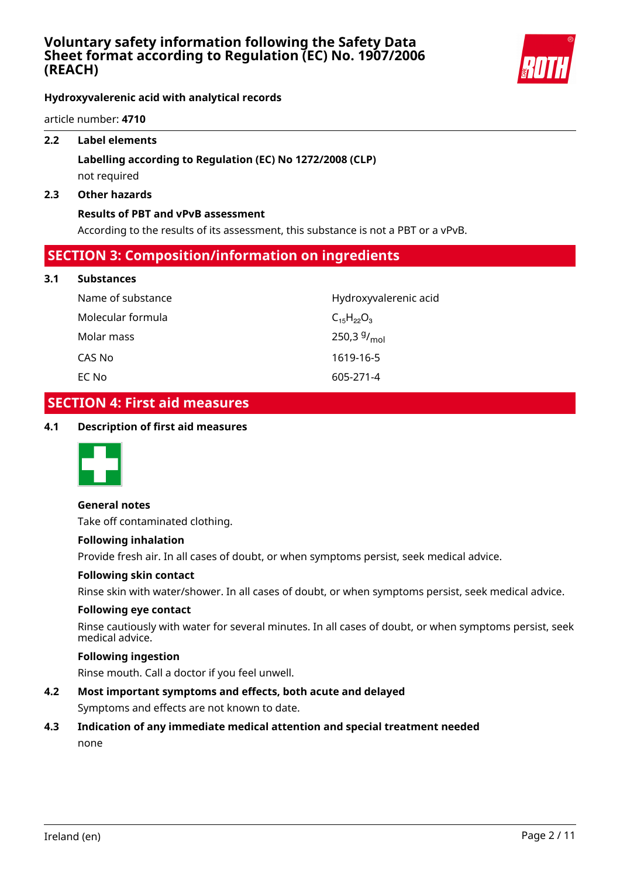**Hydroxyvalerenic acid with analytical records**

article number: **4710**

### 2.2 Label elements

**Labelling according to Regulation (EC) No 1272/2008 (CLP)**

not required

### 2.3 Other hazards

**Results of PBT and vPvB assessment**

According to the results of its assessment, this substance is not a PBT or a vPvB.

## SECTION 3: Composition/information on ingredients

### 3.1 Substances

| | |
|---|---|
| Name of substance | Hydroxyvalerenic acid |
| Molecular formula | $C_{15}H_{22}O_3$ |
| Molar mass | 250,3 $^{g}/_{mol}$ |
| CAS No | 1619-16-5 |
| EC No | 605-271-4 |

## SECTION 4: First aid measures

### 4.1 Description of first aid measures

**General notes**

Take off contaminated clothing.

**Following inhalation**

Provide fresh air. In all cases of doubt, or when symptoms persist, seek medical advice.

**Following skin contact**

Rinse skin with water/shower. In all cases of doubt, or when symptoms persist, seek medical advice.

**Following eye contact**

Rinse cautiously with water for several minutes. In all cases of doubt, or when symptoms persist, seek medical advice.

**Following ingestion**

Rinse mouth. Call a doctor if you feel unwell.

### 4.2 Most important symptoms and effects, both acute and delayed

Symptoms and effects are not known to date.

### 4.3 Indication of any immediate medical attention and special treatment needed

none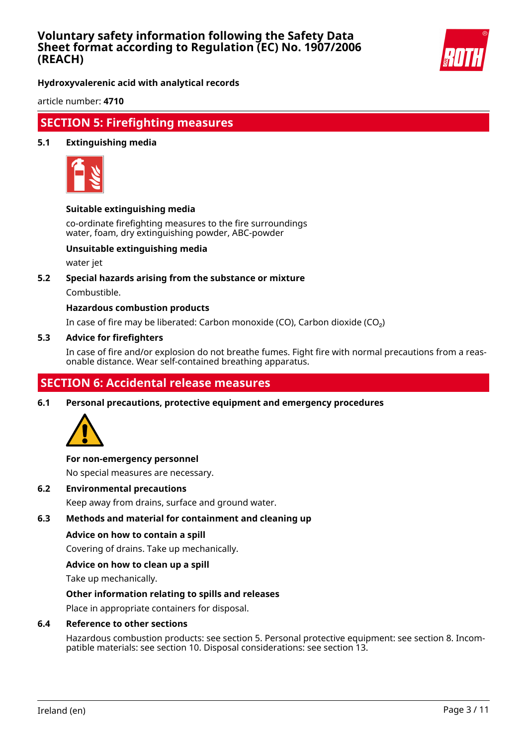## SECTION 5: Firefighting measures

### 5.1 Extinguishing media

**Suitable extinguishing media**

co-ordinate firefighting measures to the fire surroundings
water, foam, dry extinguishing powder, ABC-powder

**Unsuitable extinguishing media**

water jet

### 5.2 Special hazards arising from the substance or mixture

Combustible.

**Hazardous combustion products**

In case of fire may be liberated: Carbon monoxide (CO), Carbon dioxide ($CO_2$)

### 5.3 Advice for firefighters

In case of fire and/or explosion do not breathe fumes. Fight fire with normal precautions from a reasonable distance. Wear self-contained breathing apparatus.

## SECTION 6: Accidental release measures

### 6.1 Personal precautions, protective equipment and emergency procedures

**For non-emergency personnel**

No special measures are necessary.

### 6.2 Environmental precautions

Keep away from drains, surface and ground water.

### 6.3 Methods and material for containment and cleaning up

**Advice on how to contain a spill**

Covering of drains. Take up mechanically.

**Advice on how to clean up a spill**

Take up mechanically.

**Other information relating to spills and releases**

Place in appropriate containers for disposal.

### 6.4 Reference to other sections

Hazardous combustion products: see section 5. Personal protective equipment: see section 8. Incompatible materials: see section 10. Disposal considerations: see section 13.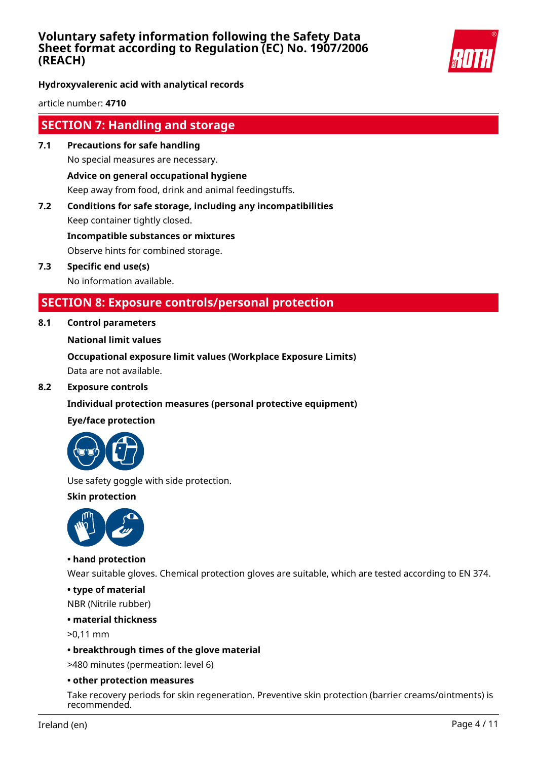## SECTION 7: Handling and storage

**7.1 Precautions for safe handling**

No special measures are necessary.

**Advice on general occupational hygiene**

Keep away from food, drink and animal feedingstuffs.

**7.2 Conditions for safe storage, including any incompatibilities**

Keep container tightly closed.

**Incompatible substances or mixtures**

Observe hints for combined storage.

**7.3 Specific end use(s)**

No information available.

## SECTION 8: Exposure controls/personal protection

**8.1 Control parameters**

**National limit values**

**Occupational exposure limit values (Workplace Exposure Limits)**

Data are not available.

**8.2 Exposure controls**

**Individual protection measures (personal protective equipment)**

**Eye/face protection**

Use safety goggle with side protection.

**Skin protection**

**• hand protection**

Wear suitable gloves. Chemical protection gloves are suitable, which are tested according to EN 374.

**• type of material**

NBR (Nitrile rubber)

**• material thickness**

>0,11 mm

**• breakthrough times of the glove material**

>480 minutes (permeation: level 6)

**• other protection measures**

Take recovery periods for skin regeneration. Preventive skin protection (barrier creams/ointments) is recommended.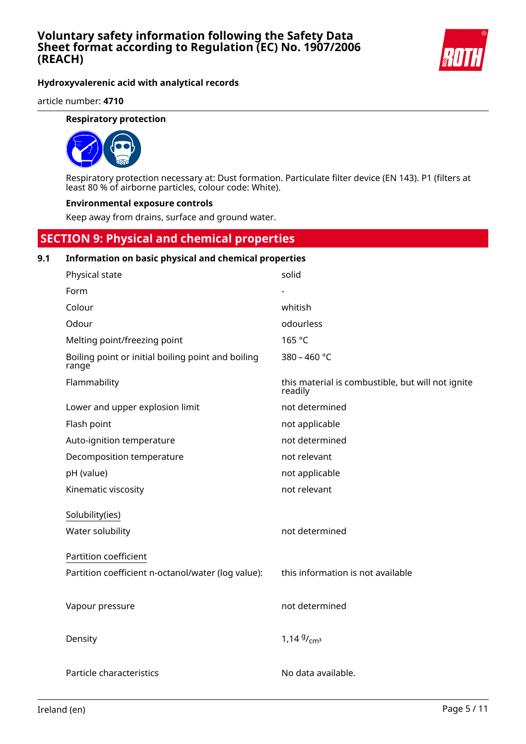**Respiratory protection**

Respiratory protection necessary at: Dust formation. Particulate filter device (EN 143). P1 (filters at least 80 % of airborne particles, colour code: White).

**Environmental exposure controls**

Keep away from drains, surface and ground water.

## SECTION 9: Physical and chemical properties

### 9.1 Information on basic physical and chemical properties

| | |
|---|---|
| Physical state | solid |
| Form | - |
| Colour | whitish |
| Odour | odourless |
| Melting point/freezing point | 165 °C |
| Boiling point or initial boiling point and boiling range | 380 – 460 °C |
| Flammability | this material is combustible, but will not ignite readily |
| Lower and upper explosion limit | not determined |
| Flash point | not applicable |
| Auto-ignition temperature | not determined |
| Decomposition temperature | not relevant |
| pH (value) | not applicable |
| Kinematic viscosity | not relevant |

Solubility(ies)

| | |
|---|---|
| Water solubility | not determined |

Partition coefficient

| | |
|---|---|
| Partition coefficient n-octanol/water (log value): | this information is not available |
| Vapour pressure | not determined |
| Density | 1,14 $^{g}/_{cm^3}$ |
| Particle characteristics | No data available. |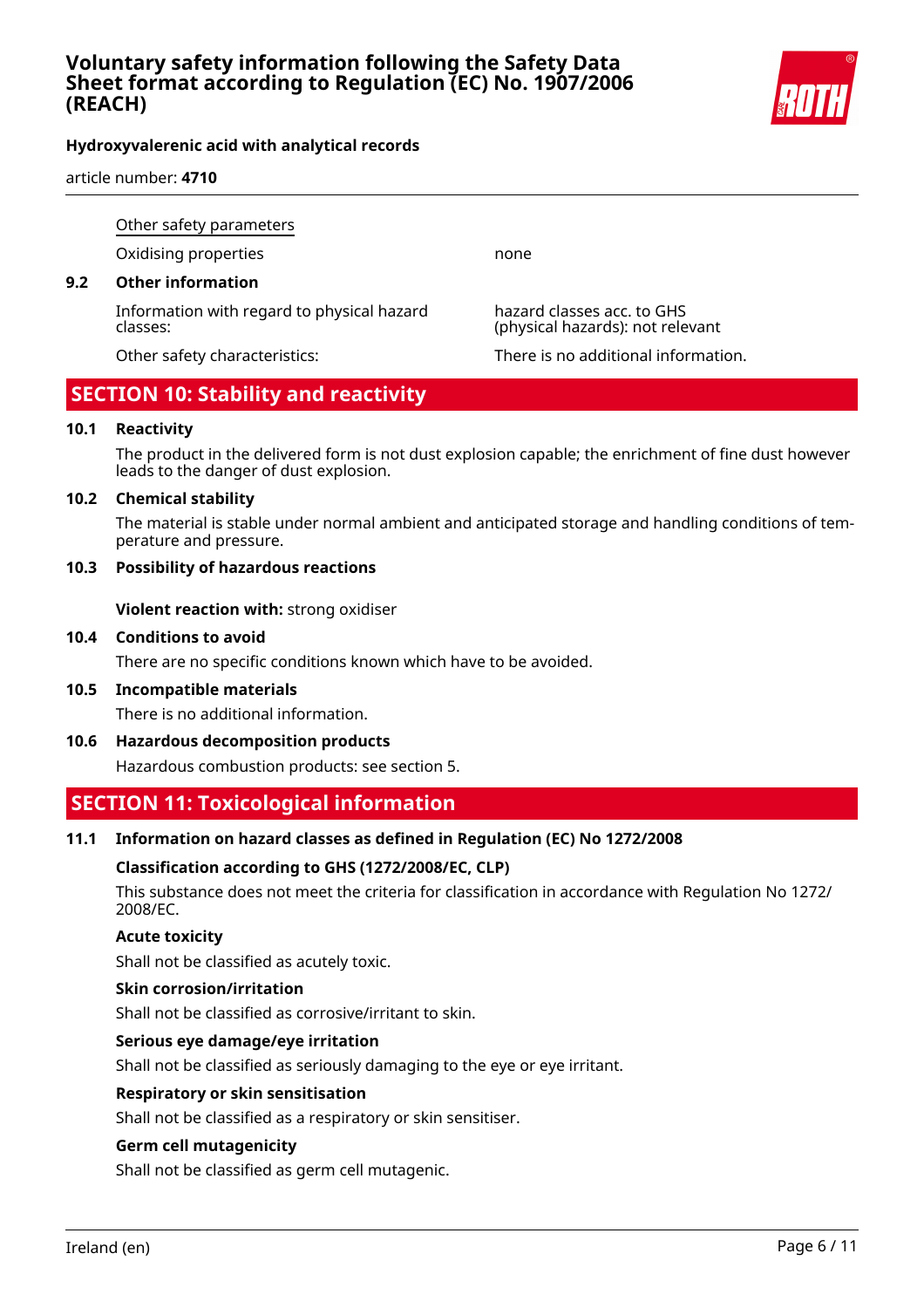Other safety parameters

| | |
|---|---|
| Oxidising properties | none |

### 9.2 Other information

| | |
|---|---|
| Information with regard to physical hazard classes: | hazard classes acc. to GHS (physical hazards): not relevant |
| Other safety characteristics: | There is no additional information. |

## SECTION 10: Stability and reactivity

### 10.1 Reactivity

The product in the delivered form is not dust explosion capable; the enrichment of fine dust however leads to the danger of dust explosion.

### 10.2 Chemical stability

The material is stable under normal ambient and anticipated storage and handling conditions of temperature and pressure.

### 10.3 Possibility of hazardous reactions

**Violent reaction with:** strong oxidiser

### 10.4 Conditions to avoid

There are no specific conditions known which have to be avoided.

### 10.5 Incompatible materials

There is no additional information.

### 10.6 Hazardous decomposition products

Hazardous combustion products: see section 5.

## SECTION 11: Toxicological information

### 11.1 Information on hazard classes as defined in Regulation (EC) No 1272/2008

**Classification according to GHS (1272/2008/EC, CLP)**

This substance does not meet the criteria for classification in accordance with Regulation No 1272/2008/EC.

**Acute toxicity**

Shall not be classified as acutely toxic.

**Skin corrosion/irritation**

Shall not be classified as corrosive/irritant to skin.

**Serious eye damage/eye irritation**

Shall not be classified as seriously damaging to the eye or eye irritant.

**Respiratory or skin sensitisation**

Shall not be classified as a respiratory or skin sensitiser.

**Germ cell mutagenicity**

Shall not be classified as germ cell mutagenic.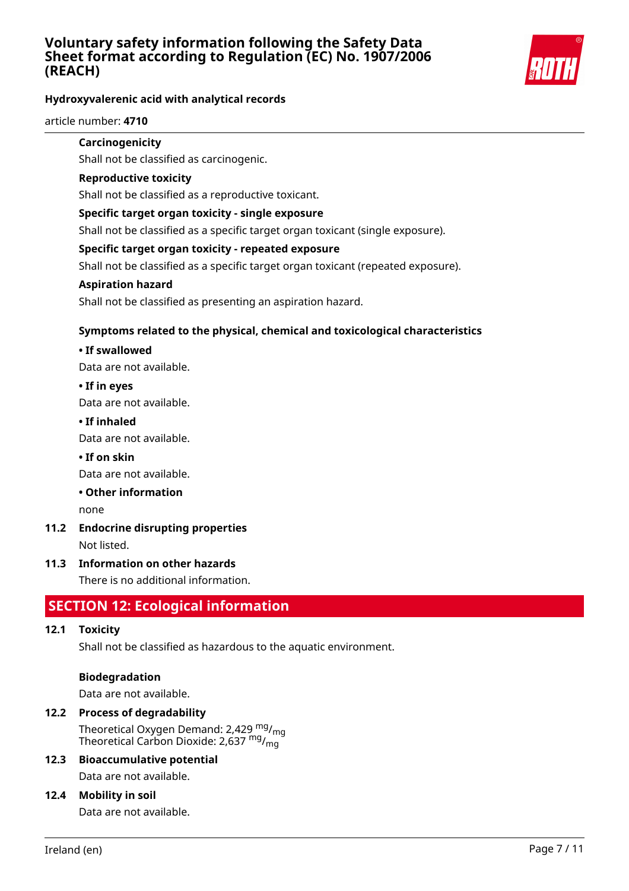**Carcinogenicity**

Shall not be classified as carcinogenic.

**Reproductive toxicity**

Shall not be classified as a reproductive toxicant.

**Specific target organ toxicity - single exposure**

Shall not be classified as a specific target organ toxicant (single exposure).

**Specific target organ toxicity - repeated exposure**

Shall not be classified as a specific target organ toxicant (repeated exposure).

**Aspiration hazard**

Shall not be classified as presenting an aspiration hazard.

**Symptoms related to the physical, chemical and toxicological characteristics**

**• If swallowed**

Data are not available.

**• If in eyes**

Data are not available.

**• If inhaled**

Data are not available.

**• If on skin**

Data are not available.

**• Other information**

none

**11.2 Endocrine disrupting properties**

Not listed.

**11.3 Information on other hazards**

There is no additional information.

## SECTION 12: Ecological information

**12.1 Toxicity**

Shall not be classified as hazardous to the aquatic environment.

**Biodegradation**

Data are not available.

**12.2 Process of degradability**

Theoretical Oxygen Demand: 2,429 $^{mg}/_{mg}$
Theoretical Carbon Dioxide: 2,637 $^{mg}/_{mg}$

**12.3 Bioaccumulative potential**

Data are not available.

**12.4 Mobility in soil**

Data are not available.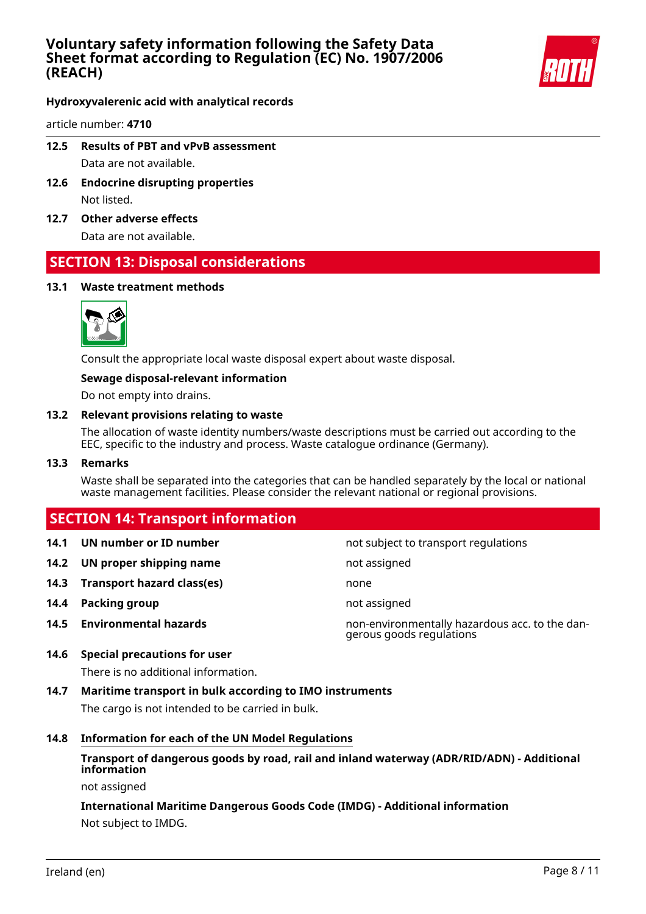### 12.5 Results of PBT and vPvB assessment

Data are not available.

### 12.6 Endocrine disrupting properties

Not listed.

### 12.7 Other adverse effects

Data are not available.

## SECTION 13: Disposal considerations

### 13.1 Waste treatment methods

Consult the appropriate local waste disposal expert about waste disposal.

**Sewage disposal-relevant information**

Do not empty into drains.

### 13.2 Relevant provisions relating to waste

The allocation of waste identity numbers/waste descriptions must be carried out according to the EEC, specific to the industry and process. Waste catalogue ordinance (Germany).

### 13.3 Remarks

Waste shall be separated into the categories that can be handled separately by the local or national waste management facilities. Please consider the relevant national or regional provisions.

## SECTION 14: Transport information

| | | |
|---|---|---|
| **14.1** | **UN number or ID number** | not subject to transport regulations |
| **14.2** | **UN proper shipping name** | not assigned |
| **14.3** | **Transport hazard class(es)** | none |
| **14.4** | **Packing group** | not assigned |
| **14.5** | **Environmental hazards** | non-environmentally hazardous acc. to the dangerous goods regulations |

### 14.6 Special precautions for user

There is no additional information.

### 14.7 Maritime transport in bulk according to IMO instruments

The cargo is not intended to be carried in bulk.

### 14.8 Information for each of the UN Model Regulations

**Transport of dangerous goods by road, rail and inland waterway (ADR/RID/ADN) - Additional information**

not assigned

**International Maritime Dangerous Goods Code (IMDG) - Additional information**

Not subject to IMDG.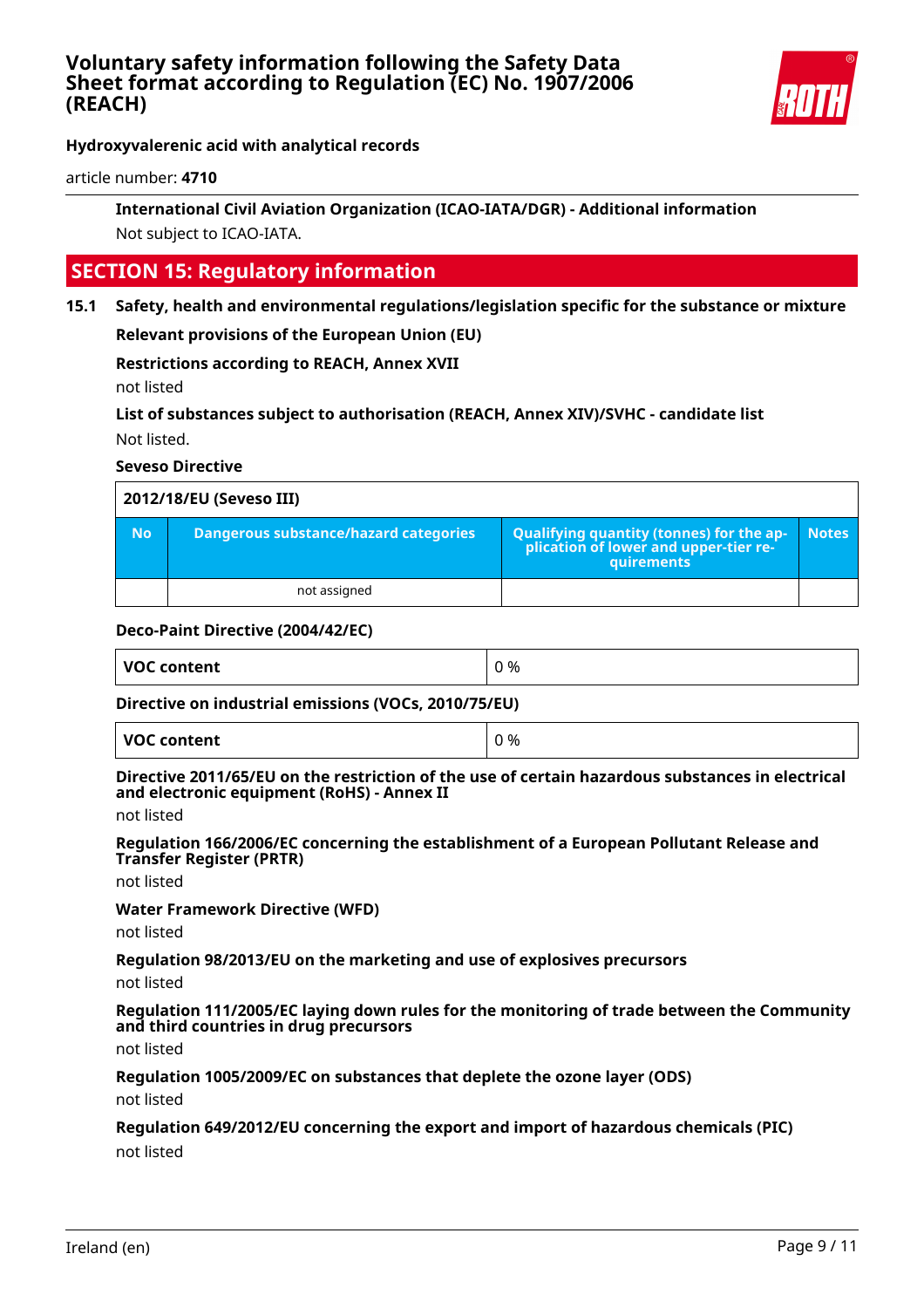**International Civil Aviation Organization (ICAO-IATA/DGR) - Additional information**

Not subject to ICAO-IATA.

## SECTION 15: Regulatory information

### 15.1 Safety, health and environmental regulations/legislation specific for the substance or mixture

**Relevant provisions of the European Union (EU)**

**Restrictions according to REACH, Annex XVII**

not listed

**List of substances subject to authorisation (REACH, Annex XIV)/SVHC - candidate list**

Not listed.

**Seveso Directive**

| 2012/18/EU (Seveso III) | | | |
|---|---|---|---|
| **No** | **Dangerous substance/hazard categories** | **Qualifying quantity (tonnes) for the application of lower and upper-tier requirements** | **Notes** |
| | not assigned | | |

**Deco-Paint Directive (2004/42/EC)**

| VOC content | 0 % |
|---|---|

**Directive on industrial emissions (VOCs, 2010/75/EU)**

| VOC content | 0 % |
|---|---|

**Directive 2011/65/EU on the restriction of the use of certain hazardous substances in electrical and electronic equipment (RoHS) - Annex II**

not listed

**Regulation 166/2006/EC concerning the establishment of a European Pollutant Release and Transfer Register (PRTR)**

not listed

**Water Framework Directive (WFD)**

not listed

**Regulation 98/2013/EU on the marketing and use of explosives precursors**

not listed

**Regulation 111/2005/EC laying down rules for the monitoring of trade between the Community and third countries in drug precursors**

not listed

**Regulation 1005/2009/EC on substances that deplete the ozone layer (ODS)**

not listed

**Regulation 649/2012/EU concerning the export and import of hazardous chemicals (PIC)**

not listed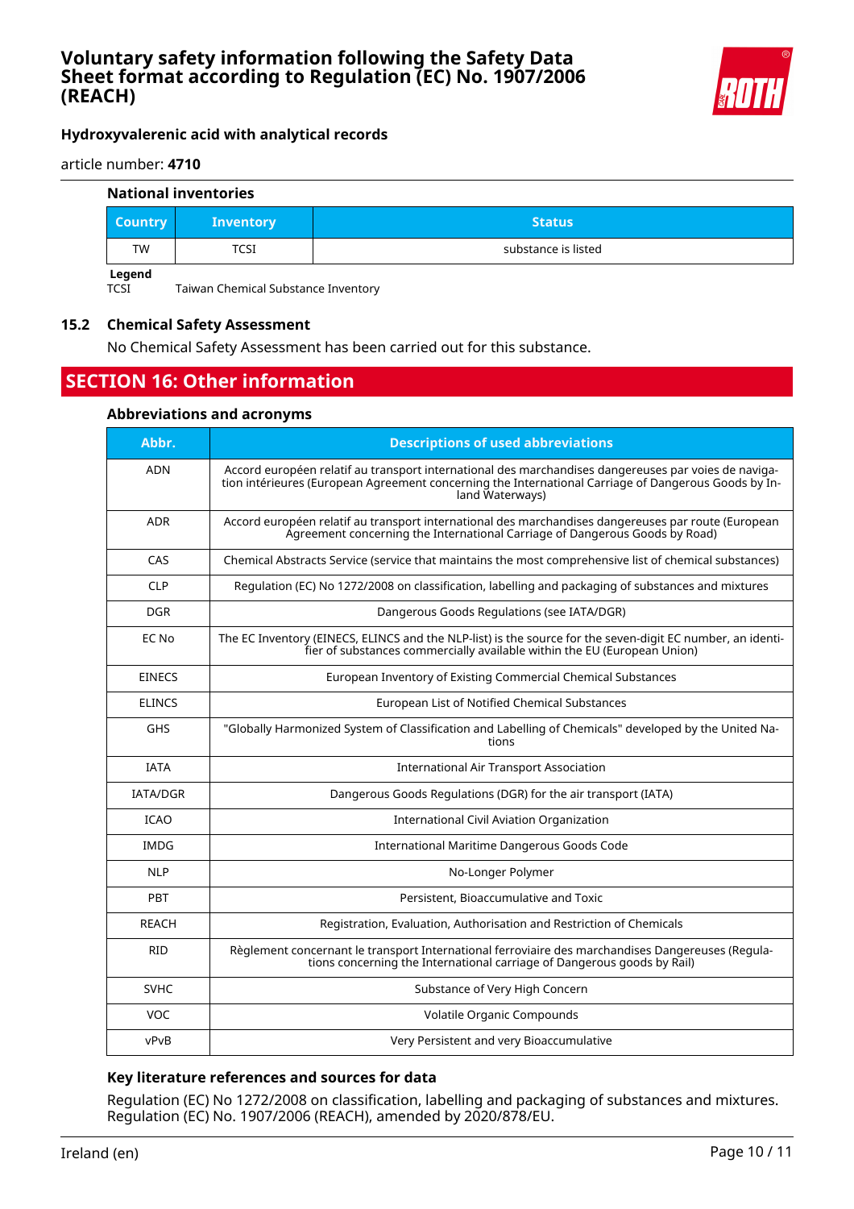### National inventories

| Country | Inventory | Status |
|---|---|---|
| TW | TCSI | substance is listed |

**Legend**
TCSI Taiwan Chemical Substance Inventory

### 15.2 Chemical Safety Assessment

No Chemical Safety Assessment has been carried out for this substance.

## SECTION 16: Other information

### Abbreviations and acronyms

| Abbr. | Descriptions of used abbreviations |
|---|---|
| ADN | Accord européen relatif au transport international des marchandises dangereuses par voies de navigation intérieures (European Agreement concerning the International Carriage of Dangerous Goods by Inland Waterways) |
| ADR | Accord européen relatif au transport international des marchandises dangereuses par route (European Agreement concerning the International Carriage of Dangerous Goods by Road) |
| CAS | Chemical Abstracts Service (service that maintains the most comprehensive list of chemical substances) |
| CLP | Regulation (EC) No 1272/2008 on classification, labelling and packaging of substances and mixtures |
| DGR | Dangerous Goods Regulations (see IATA/DGR) |
| EC No | The EC Inventory (EINECS, ELINCS and the NLP-list) is the source for the seven-digit EC number, an identifier of substances commercially available within the EU (European Union) |
| EINECS | European Inventory of Existing Commercial Chemical Substances |
| ELINCS | European List of Notified Chemical Substances |
| GHS | "Globally Harmonized System of Classification and Labelling of Chemicals" developed by the United Nations |
| IATA | International Air Transport Association |
| IATA/DGR | Dangerous Goods Regulations (DGR) for the air transport (IATA) |
| ICAO | International Civil Aviation Organization |
| IMDG | International Maritime Dangerous Goods Code |
| NLP | No-Longer Polymer |
| PBT | Persistent, Bioaccumulative and Toxic |
| REACH | Registration, Evaluation, Authorisation and Restriction of Chemicals |
| RID | Règlement concernant le transport International ferroviaire des marchandises Dangereuses (Regulations concerning the International carriage of Dangerous goods by Rail) |
| SVHC | Substance of Very High Concern |
| VOC | Volatile Organic Compounds |
| vPvB | Very Persistent and very Bioaccumulative |

### Key literature references and sources for data

Regulation (EC) No 1272/2008 on classification, labelling and packaging of substances and mixtures. Regulation (EC) No. 1907/2006 (REACH), amended by 2020/878/EU.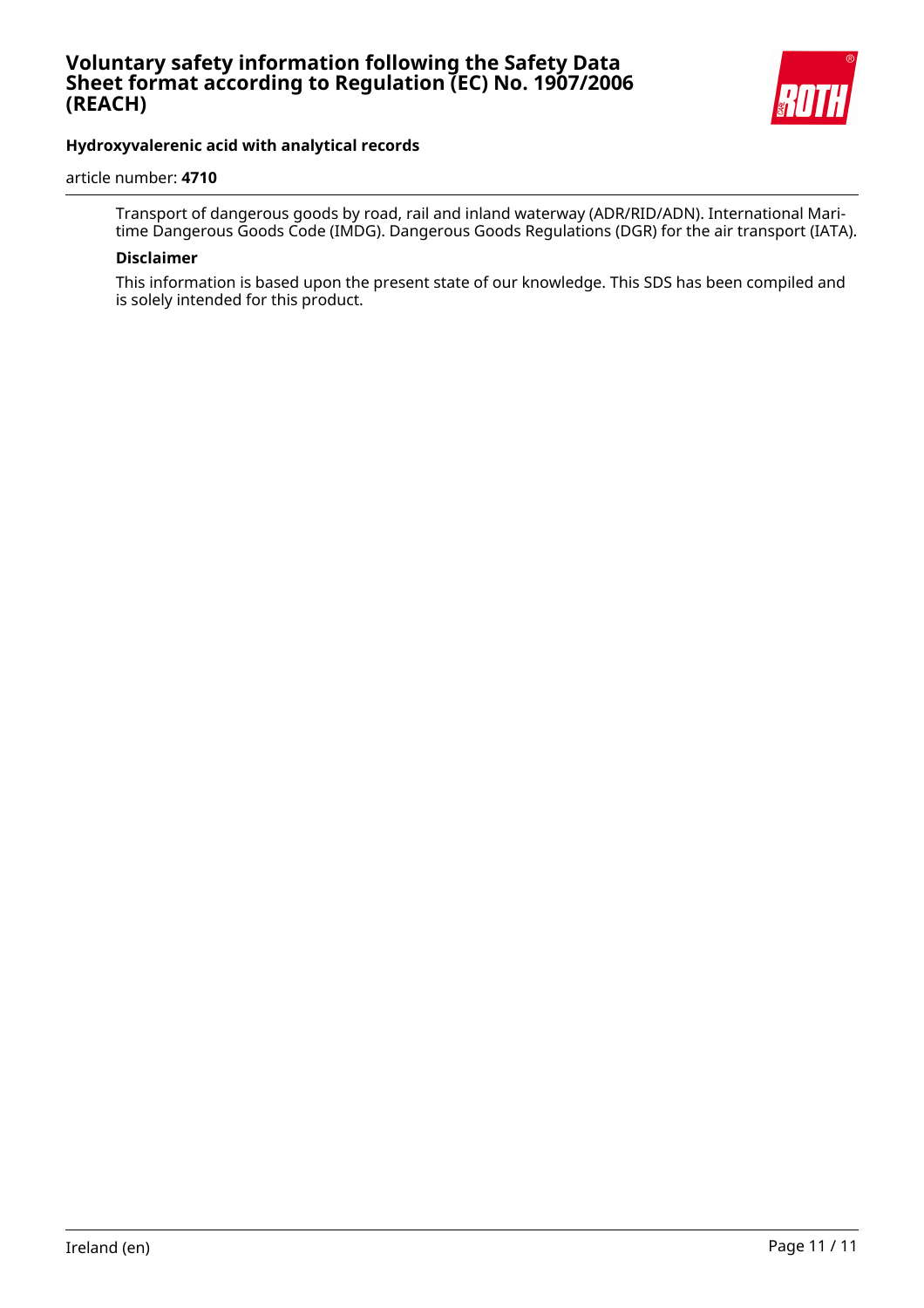Transport of dangerous goods by road, rail and inland waterway (ADR/RID/ADN). International Maritime Dangerous Goods Code (IMDG). Dangerous Goods Regulations (DGR) for the air transport (IATA).

**Disclaimer**

This information is based upon the present state of our knowledge. This SDS has been compiled and is solely intended for this product.